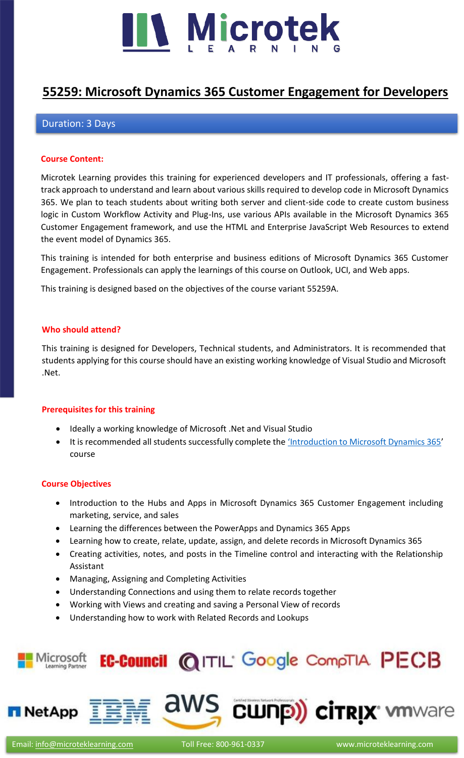# 55259: Microsoft Dynamics 365 Customer Engagement for Developers

Duration: 3 Days

### Course Content:

Microtek Learning provides this training for experienced developers and IT professionals, offering a fast-track approach to understand and learn about various skills required to develop code in Microsoft Dynamics 365. We plan to teach students about writing both server and client-side code to create custom business logic in Custom Workflow Activity and Plug-Ins, use various APIs available in the Microsoft Dynamics 365 Customer Engagement framework, and use the HTML and Enterprise JavaScript Web Resources to extend the event model of Dynamics 365.

This training is intended for both enterprise and business editions of Microsoft Dynamics 365 Customer Engagement. Professionals can apply the learnings of this course on Outlook, UCI, and Web apps.

This training is designed based on the objectives of the course variant 55259A.

### Who should attend?

This training is designed for Developers, Technical students, and Administrators. It is recommended that students applying for this course should have an existing working knowledge of Visual Studio and Microsoft .Net.

### Prerequisites for this training

- Ideally a working knowledge of Microsoft .Net and Visual Studio
- It is recommended all students successfully complete the 'Introduction to Microsoft Dynamics 365' course

### Course Objectives

- Introduction to the Hubs and Apps in Microsoft Dynamics 365 Customer Engagement including marketing, service, and sales
- Learning the differences between the PowerApps and Dynamics 365 Apps
- Learning how to create, relate, update, assign, and delete records in Microsoft Dynamics 365
- Creating activities, notes, and posts in the Timeline control and interacting with the Relationship Assistant
- Managing, Assigning and Completing Activities
- Understanding Connections and using them to relate records together
- Working with Views and creating and saving a Personal View of records
- Understanding how to work with Related Records and Lookups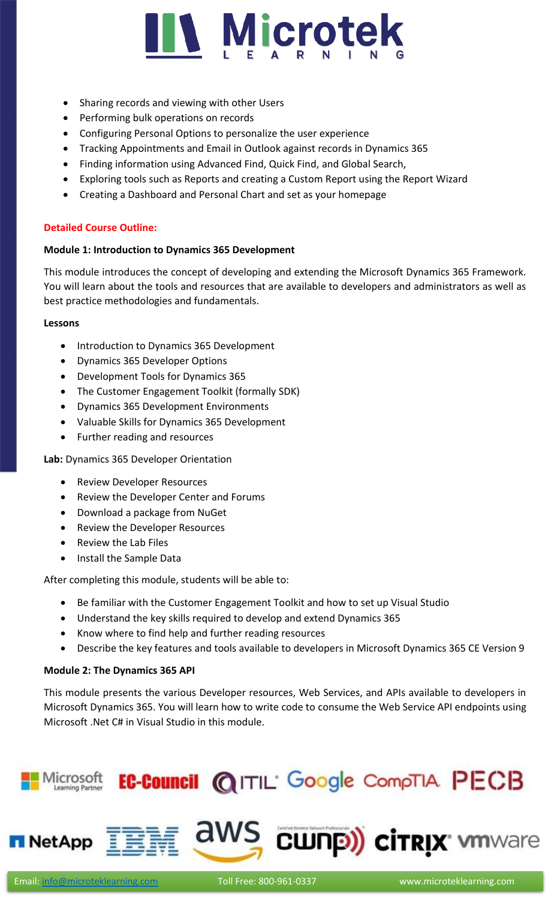- Sharing records and viewing with other Users
- Performing bulk operations on records
- Configuring Personal Options to personalize the user experience
- Tracking Appointments and Email in Outlook against records in Dynamics 365
- Finding information using Advanced Find, Quick Find, and Global Search,
- Exploring tools such as Reports and creating a Custom Report using the Report Wizard
- Creating a Dashboard and Personal Chart and set as your homepage

**Detailed Course Outline:**

**Module 1: Introduction to Dynamics 365 Development**

This module introduces the concept of developing and extending the Microsoft Dynamics 365 Framework. You will learn about the tools and resources that are available to developers and administrators as well as best practice methodologies and fundamentals.

**Lessons**

- Introduction to Dynamics 365 Development
- Dynamics 365 Developer Options
- Development Tools for Dynamics 365
- The Customer Engagement Toolkit (formally SDK)
- Dynamics 365 Development Environments
- Valuable Skills for Dynamics 365 Development
- Further reading and resources

**Lab:** Dynamics 365 Developer Orientation

- Review Developer Resources
- Review the Developer Center and Forums
- Download a package from NuGet
- Review the Developer Resources
- Review the Lab Files
- Install the Sample Data

After completing this module, students will be able to:

- Be familiar with the Customer Engagement Toolkit and how to set up Visual Studio
- Understand the key skills required to develop and extend Dynamics 365
- Know where to find help and further reading resources
- Describe the key features and tools available to developers in Microsoft Dynamics 365 CE Version 9

**Module 2: The Dynamics 365 API**

This module presents the various Developer resources, Web Services, and APIs available to developers in Microsoft Dynamics 365. You will learn how to write code to consume the Web Service API endpoints using Microsoft .Net C# in Visual Studio in this module.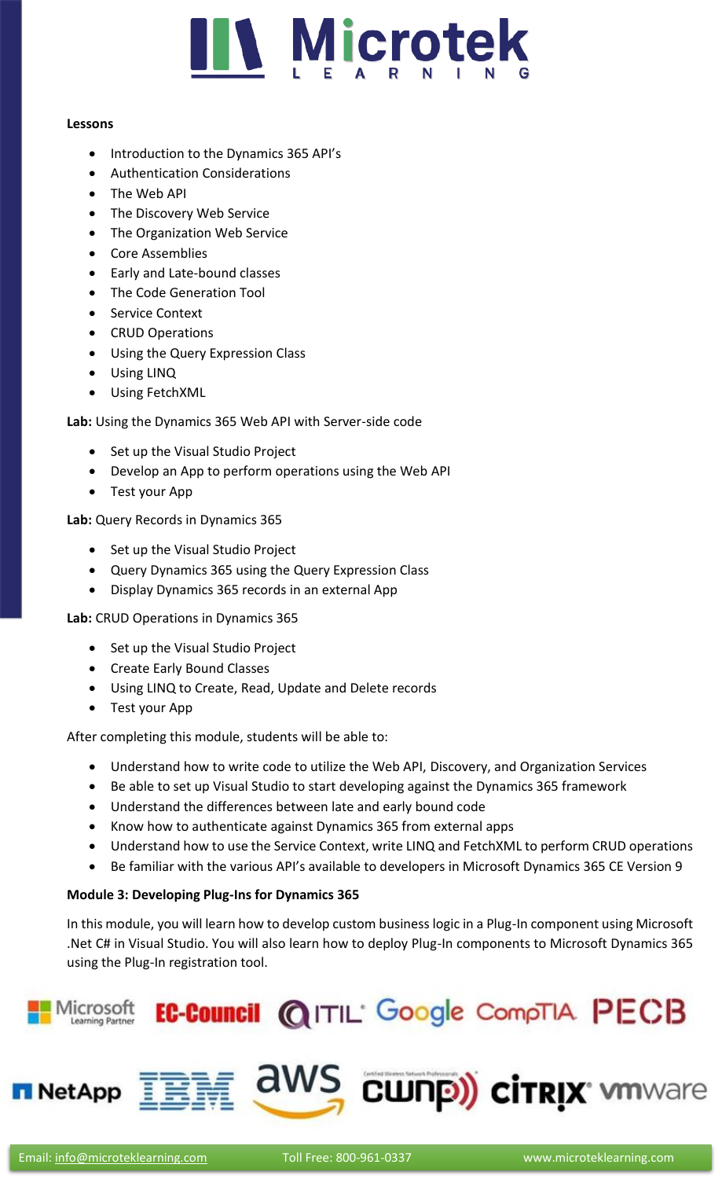**Lessons**

- Introduction to the Dynamics 365 API's
- Authentication Considerations
- The Web API
- The Discovery Web Service
- The Organization Web Service
- Core Assemblies
- Early and Late-bound classes
- The Code Generation Tool
- Service Context
- CRUD Operations
- Using the Query Expression Class
- Using LINQ
- Using FetchXML

**Lab:** Using the Dynamics 365 Web API with Server-side code

- Set up the Visual Studio Project
- Develop an App to perform operations using the Web API
- Test your App

**Lab:** Query Records in Dynamics 365

- Set up the Visual Studio Project
- Query Dynamics 365 using the Query Expression Class
- Display Dynamics 365 records in an external App

**Lab:** CRUD Operations in Dynamics 365

- Set up the Visual Studio Project
- Create Early Bound Classes
- Using LINQ to Create, Read, Update and Delete records
- Test your App

After completing this module, students will be able to:

- Understand how to write code to utilize the Web API, Discovery, and Organization Services
- Be able to set up Visual Studio to start developing against the Dynamics 365 framework
- Understand the differences between late and early bound code
- Know how to authenticate against Dynamics 365 from external apps
- Understand how to use the Service Context, write LINQ and FetchXML to perform CRUD operations
- Be familiar with the various API's available to developers in Microsoft Dynamics 365 CE Version 9

**Module 3: Developing Plug-Ins for Dynamics 365**

In this module, you will learn how to develop custom business logic in a Plug-In component using Microsoft .Net C# in Visual Studio. You will also learn how to deploy Plug-In components to Microsoft Dynamics 365 using the Plug-In registration tool.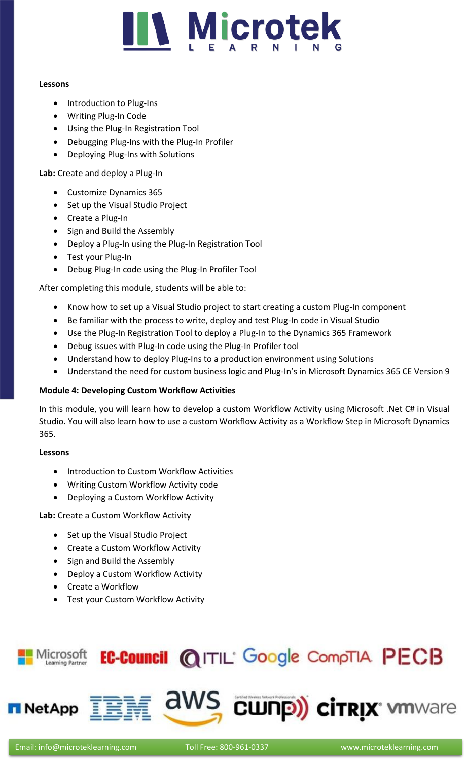**Lessons**

- Introduction to Plug-Ins
- Writing Plug-In Code
- Using the Plug-In Registration Tool
- Debugging Plug-Ins with the Plug-In Profiler
- Deploying Plug-Ins with Solutions

**Lab:** Create and deploy a Plug-In

- Customize Dynamics 365
- Set up the Visual Studio Project
- Create a Plug-In
- Sign and Build the Assembly
- Deploy a Plug-In using the Plug-In Registration Tool
- Test your Plug-In
- Debug Plug-In code using the Plug-In Profiler Tool

After completing this module, students will be able to:

- Know how to set up a Visual Studio project to start creating a custom Plug-In component
- Be familiar with the process to write, deploy and test Plug-In code in Visual Studio
- Use the Plug-In Registration Tool to deploy a Plug-In to the Dynamics 365 Framework
- Debug issues with Plug-In code using the Plug-In Profiler tool
- Understand how to deploy Plug-Ins to a production environment using Solutions
- Understand the need for custom business logic and Plug-In's in Microsoft Dynamics 365 CE Version 9

**Module 4: Developing Custom Workflow Activities**

In this module, you will learn how to develop a custom Workflow Activity using Microsoft .Net C# in Visual Studio. You will also learn how to use a custom Workflow Activity as a Workflow Step in Microsoft Dynamics 365.

**Lessons**

- Introduction to Custom Workflow Activities
- Writing Custom Workflow Activity code
- Deploying a Custom Workflow Activity

**Lab:** Create a Custom Workflow Activity

- Set up the Visual Studio Project
- Create a Custom Workflow Activity
- Sign and Build the Assembly
- Deploy a Custom Workflow Activity
- Create a Workflow
- Test your Custom Workflow Activity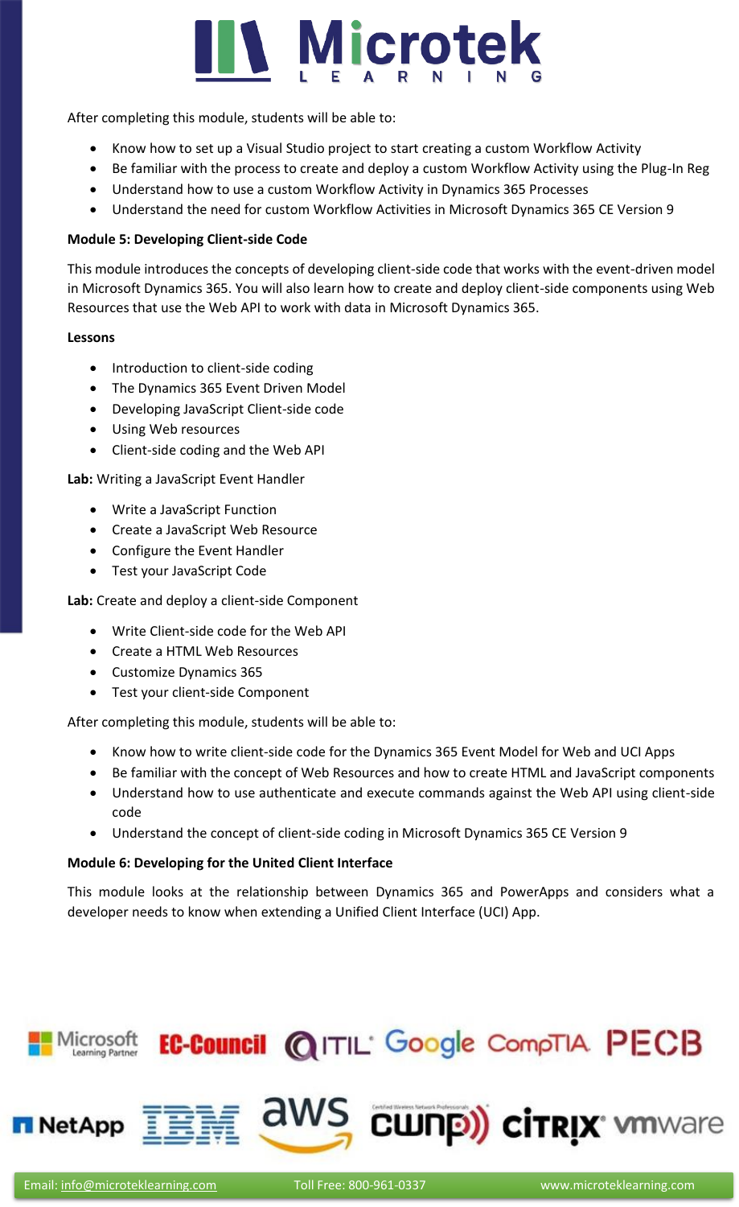After completing this module, students will be able to:

- Know how to set up a Visual Studio project to start creating a custom Workflow Activity
- Be familiar with the process to create and deploy a custom Workflow Activity using the Plug-In Reg
- Understand how to use a custom Workflow Activity in Dynamics 365 Processes
- Understand the need for custom Workflow Activities in Microsoft Dynamics 365 CE Version 9

**Module 5: Developing Client-side Code**

This module introduces the concepts of developing client-side code that works with the event-driven model in Microsoft Dynamics 365. You will also learn how to create and deploy client-side components using Web Resources that use the Web API to work with data in Microsoft Dynamics 365.

**Lessons**

- Introduction to client-side coding
- The Dynamics 365 Event Driven Model
- Developing JavaScript Client-side code
- Using Web resources
- Client-side coding and the Web API

**Lab:** Writing a JavaScript Event Handler

- Write a JavaScript Function
- Create a JavaScript Web Resource
- Configure the Event Handler
- Test your JavaScript Code

**Lab:** Create and deploy a client-side Component

- Write Client-side code for the Web API
- Create a HTML Web Resources
- Customize Dynamics 365
- Test your client-side Component

After completing this module, students will be able to:

- Know how to write client-side code for the Dynamics 365 Event Model for Web and UCI Apps
- Be familiar with the concept of Web Resources and how to create HTML and JavaScript components
- Understand how to use authenticate and execute commands against the Web API using client-side code
- Understand the concept of client-side coding in Microsoft Dynamics 365 CE Version 9

**Module 6: Developing for the United Client Interface**

This module looks at the relationship between Dynamics 365 and PowerApps and considers what a developer needs to know when extending a Unified Client Interface (UCI) App.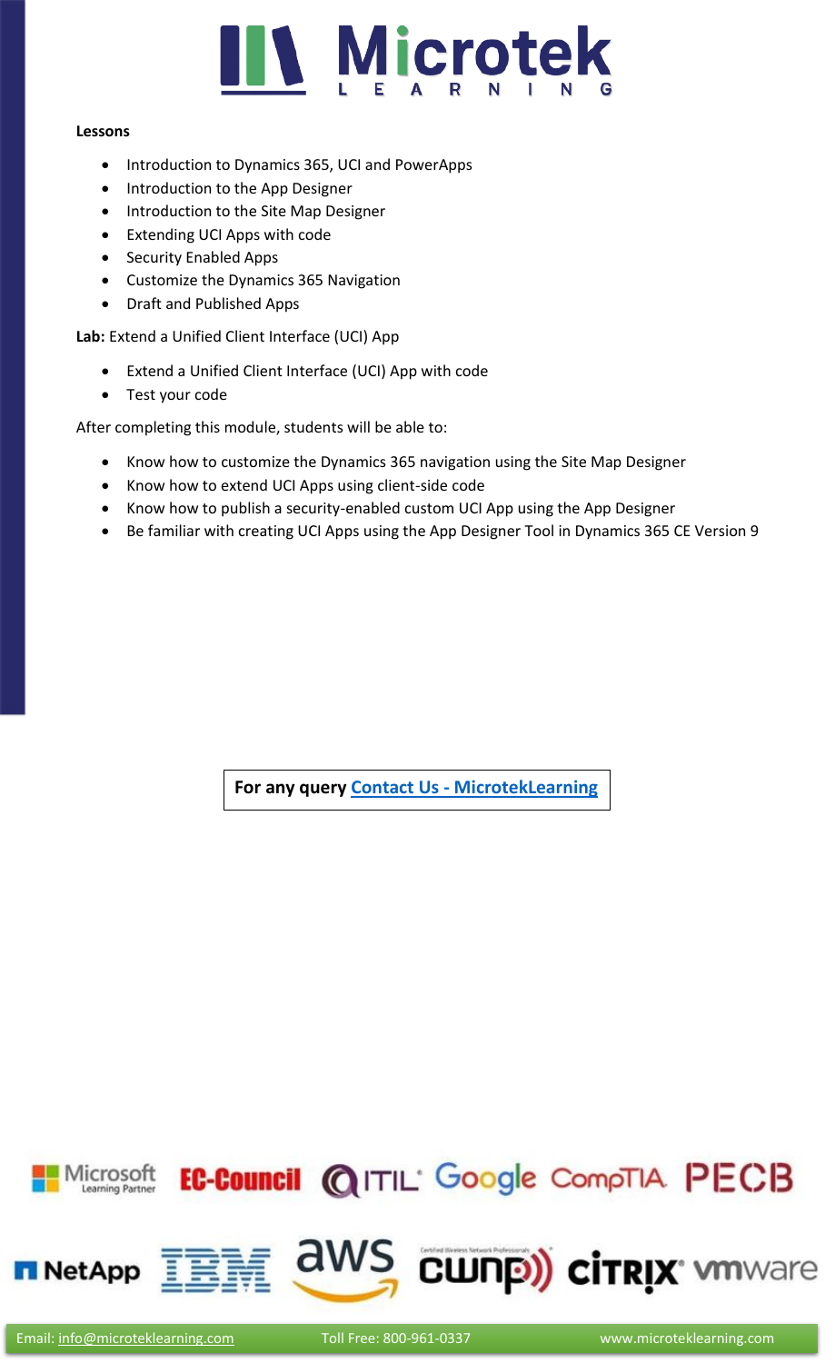**Lessons**

- Introduction to Dynamics 365, UCI and PowerApps
- Introduction to the App Designer
- Introduction to the Site Map Designer
- Extending UCI Apps with code
- Security Enabled Apps
- Customize the Dynamics 365 Navigation
- Draft and Published Apps

**Lab:** Extend a Unified Client Interface (UCI) App

- Extend a Unified Client Interface (UCI) App with code
- Test your code

After completing this module, students will be able to:

- Know how to customize the Dynamics 365 navigation using the Site Map Designer
- Know how to extend UCI Apps using client-side code
- Know how to publish a security-enabled custom UCI App using the App Designer
- Be familiar with creating UCI Apps using the App Designer Tool in Dynamics 365 CE Version 9

**For any query [Contact Us - MicrotekLearning]**